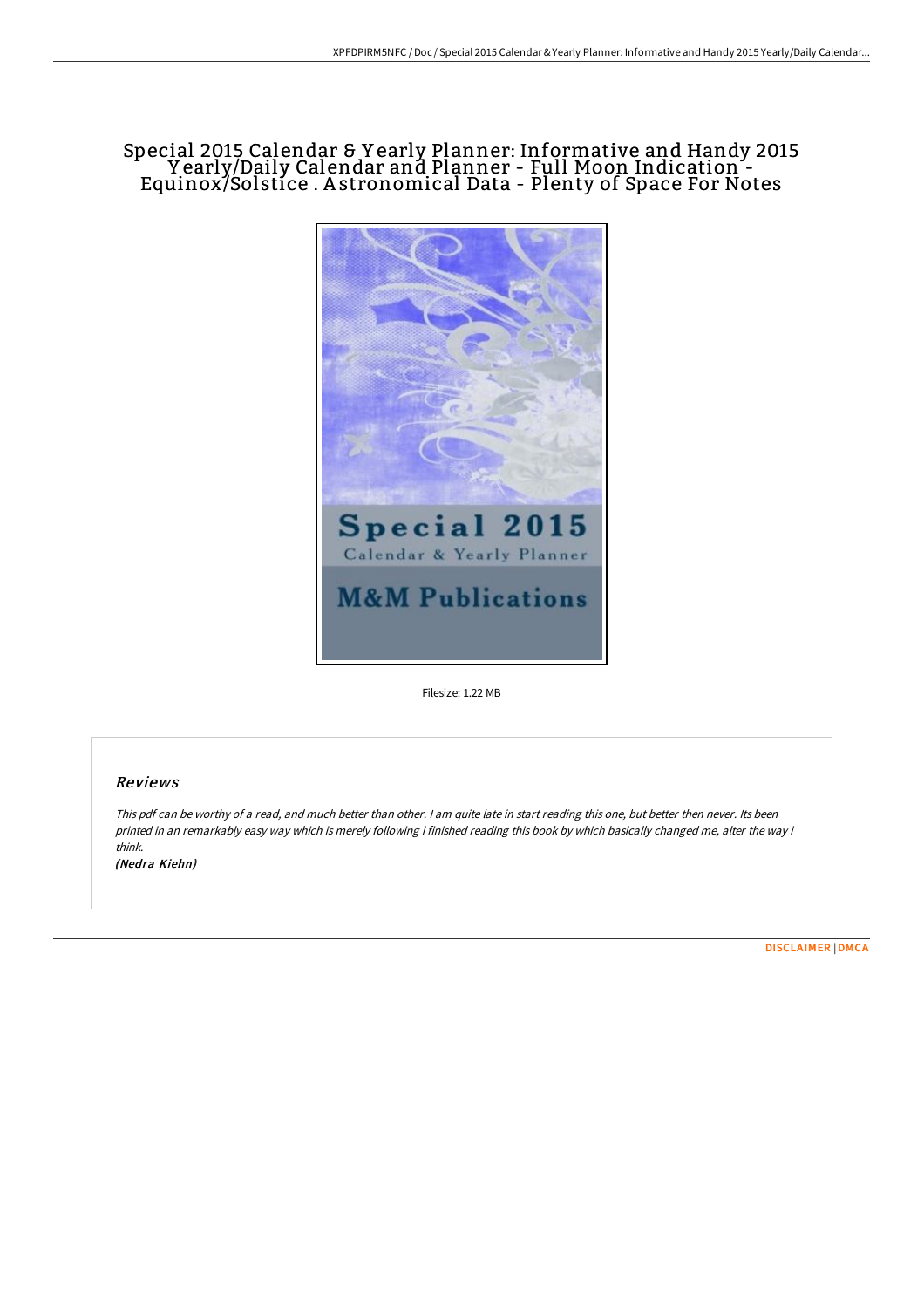# Special 2015 Calendar & Yearly Planner: Informative and Handy 2015 Yearly/Daily Calendar and Planner - Full Moon Indication - Equinox/Solstice . Astronomical Data - Plenty of Space For Notes

Filesize: 1.22 MB

## Reviews

*This pdf can be worthy of a read, and much better than other. I am quite late in start reading this one, but better then never. Its been printed in an remarkably easy way which is merely following i finished reading this book by which basically changed me, alter the way i think.*

***(Nedra Kiehn)***

DISCLAIMER | DMCA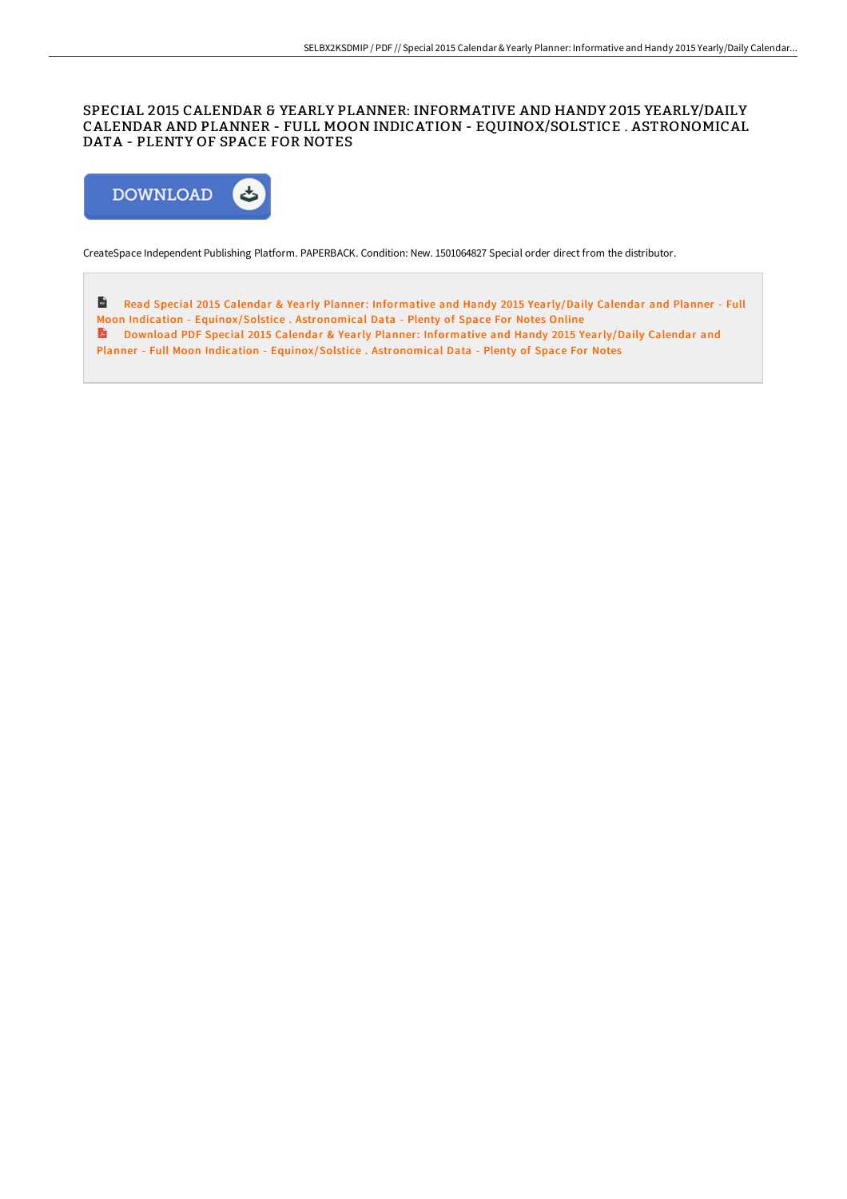# SPECIAL 2015 CALENDAR & YEARLY PLANNER: INFORMATIVE AND HANDY 2015 YEARLY/DAILY CALENDAR AND PLANNER - FULL MOON INDICATION - EQUINOX/SOLSTICE . ASTRONOMICAL DATA - PLENTY OF SPACE FOR NOTES

DOWNLOAD

CreateSpace Independent Publishing Platform. PAPERBACK. Condition: New. 1501064827 Special order direct from the distributor.

Read Special 2015 Calendar & Yearly Planner: Informative and Handy 2015 Yearly/Daily Calendar and Planner - Full Moon Indication - Equinox/Solstice . Astronomical Data - Plenty of Space For Notes Online

Download PDF Special 2015 Calendar & Yearly Planner: Informative and Handy 2015 Yearly/Daily Calendar and Planner - Full Moon Indication - Equinox/Solstice . Astronomical Data - Plenty of Space For Notes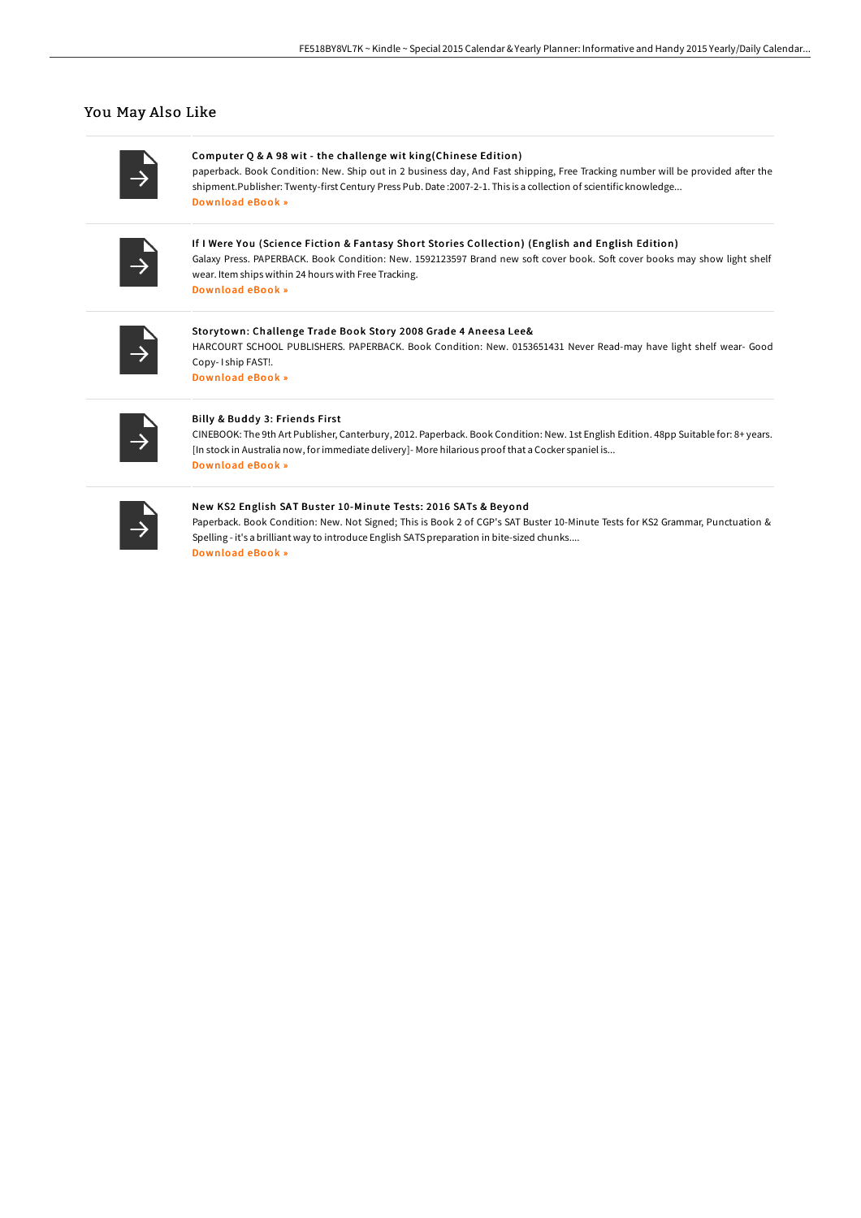## You May Also Like

### Computer Q & A 98 wit - the challenge wit king(Chinese Edition)

paperback. Book Condition: New. Ship out in 2 business day, And Fast shipping, Free Tracking number will be provided after the shipment.Publisher: Twenty-first Century Press Pub. Date :2007-2-1. This is a collection of scientific knowledge...

Download eBook »

### If I Were You (Science Fiction & Fantasy Short Stories Collection) (English and English Edition)

Galaxy Press. PAPERBACK. Book Condition: New. 1592123597 Brand new soft cover book. Soft cover books may show light shelf wear. Item ships within 24 hours with Free Tracking.

Download eBook »

### Storytown: Challenge Trade Book Story 2008 Grade 4 Aneesa Lee&

HARCOURT SCHOOL PUBLISHERS. PAPERBACK. Book Condition: New. 0153651431 Never Read-may have light shelf wear- Good Copy- I ship FAST!.

Download eBook »

### Billy & Buddy 3: Friends First

CINEBOOK: The 9th Art Publisher, Canterbury, 2012. Paperback. Book Condition: New. 1st English Edition. 48pp Suitable for: 8+ years. [In stock in Australia now, for immediate delivery]- More hilarious proof that a Cocker spaniel is...

Download eBook »

### New KS2 English SAT Buster 10-Minute Tests: 2016 SATs & Beyond

Paperback. Book Condition: New. Not Signed; This is Book 2 of CGP's SAT Buster 10-Minute Tests for KS2 Grammar, Punctuation & Spelling - it's a brilliant way to introduce English SATS preparation in bite-sized chunks....

Download eBook »